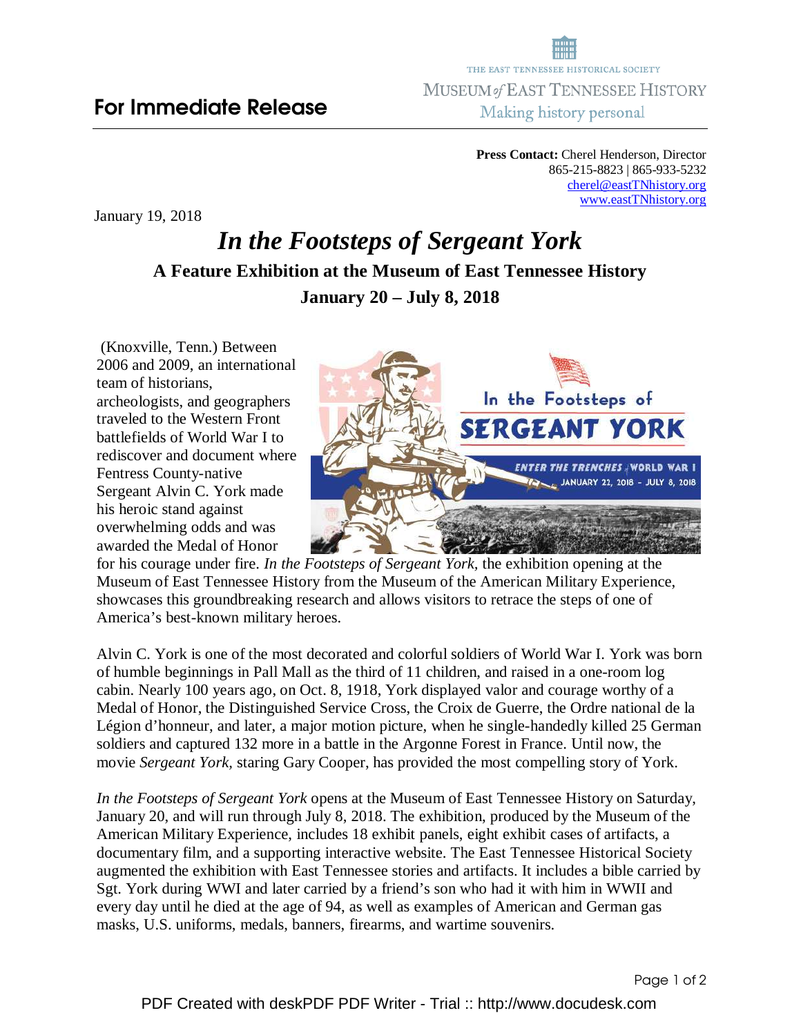**For Immediate Release**

THE EAST TENNESSEE HISTORICAL SOCIETY
MUSEUM *of* EAST TENNESSEE HISTORY
Making history personal

**Press Contact:** Cherel Henderson, Director
865-215-8823 | 865-933-5232
cherel@eastTNhistory.org
www.eastTNhistory.org

January 19, 2018

# *In the Footsteps of Sergeant York*

## A Feature Exhibition at the Museum of East Tennessee History

### January 20 – July 8, 2018

(Knoxville, Tenn.) Between 2006 and 2009, an international team of historians, archeologists, and geographers traveled to the Western Front battlefields of World War I to rediscover and document where Fentress County-native Sergeant Alvin C. York made his heroic stand against overwhelming odds and was awarded the Medal of Honor for his courage under fire. *In the Footsteps of Sergeant York*, the exhibition opening at the Museum of East Tennessee History from the Museum of the American Military Experience, showcases this groundbreaking research and allows visitors to retrace the steps of one of America's best-known military heroes.

Alvin C. York is one of the most decorated and colorful soldiers of World War I. York was born of humble beginnings in Pall Mall as the third of 11 children, and raised in a one-room log cabin. Nearly 100 years ago, on Oct. 8, 1918, York displayed valor and courage worthy of a Medal of Honor, the Distinguished Service Cross, the Croix de Guerre, the Ordre national de la Légion d'honneur, and later, a major motion picture, when he single-handedly killed 25 German soldiers and captured 132 more in a battle in the Argonne Forest in France. Until now, the movie *Sergeant York*, staring Gary Cooper, has provided the most compelling story of York.

*In the Footsteps of Sergeant York* opens at the Museum of East Tennessee History on Saturday, January 20, and will run through July 8, 2018. The exhibition, produced by the Museum of the American Military Experience, includes 18 exhibit panels, eight exhibit cases of artifacts, a documentary film, and a supporting interactive website. The East Tennessee Historical Society augmented the exhibition with East Tennessee stories and artifacts. It includes a bible carried by Sgt. York during WWI and later carried by a friend's son who had it with him in WWII and every day until he died at the age of 94, as well as examples of American and German gas masks, U.S. uniforms, medals, banners, firearms, and wartime souvenirs.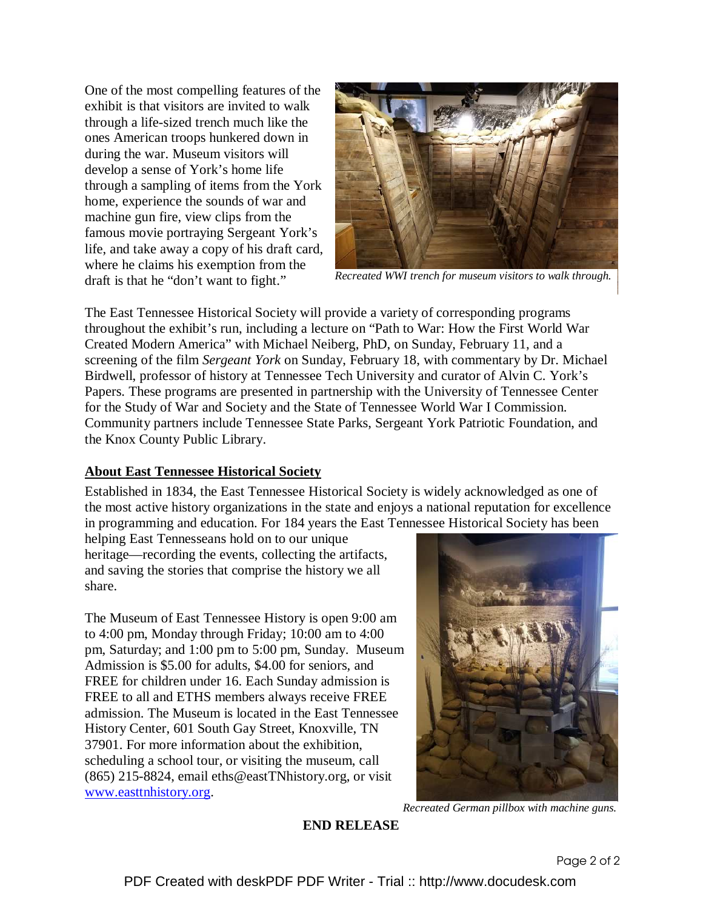One of the most compelling features of the exhibit is that visitors are invited to walk through a life-sized trench much like the ones American troops hunkered down in during the war. Museum visitors will develop a sense of York's home life through a sampling of items from the York home, experience the sounds of war and machine gun fire, view clips from the famous movie portraying Sergeant York's life, and take away a copy of his draft card, where he claims his exemption from the draft is that he "don't want to fight."

*Recreated WWI trench for museum visitors to walk through.*

The East Tennessee Historical Society will provide a variety of corresponding programs throughout the exhibit's run, including a lecture on "Path to War: How the First World War Created Modern America" with Michael Neiberg, PhD, on Sunday, February 11, and a screening of the film *Sergeant York* on Sunday, February 18, with commentary by Dr. Michael Birdwell, professor of history at Tennessee Tech University and curator of Alvin C. York's Papers. These programs are presented in partnership with the University of Tennessee Center for the Study of War and Society and the State of Tennessee World War I Commission. Community partners include Tennessee State Parks, Sergeant York Patriotic Foundation, and the Knox County Public Library.

**About East Tennessee Historical Society**

Established in 1834, the East Tennessee Historical Society is widely acknowledged as one of the most active history organizations in the state and enjoys a national reputation for excellence in programming and education. For 184 years the East Tennessee Historical Society has been helping East Tennesseans hold on to our unique heritage—recording the events, collecting the artifacts, and saving the stories that comprise the history we all share.

The Museum of East Tennessee History is open 9:00 am to 4:00 pm, Monday through Friday; 10:00 am to 4:00 pm, Saturday; and 1:00 pm to 5:00 pm, Sunday. Museum Admission is $5.00 for adults, $4.00 for seniors, and FREE for children under 16. Each Sunday admission is FREE to all and ETHS members always receive FREE admission. The Museum is located in the East Tennessee History Center, 601 South Gay Street, Knoxville, TN 37901. For more information about the exhibition, scheduling a school tour, or visiting the museum, call (865) 215-8824, email eths@eastTNhistory.org, or visit [www.easttnhistory.org](http://www.easttnhistory.org).

*Recreated German pillbox with machine guns.*

**END RELEASE**